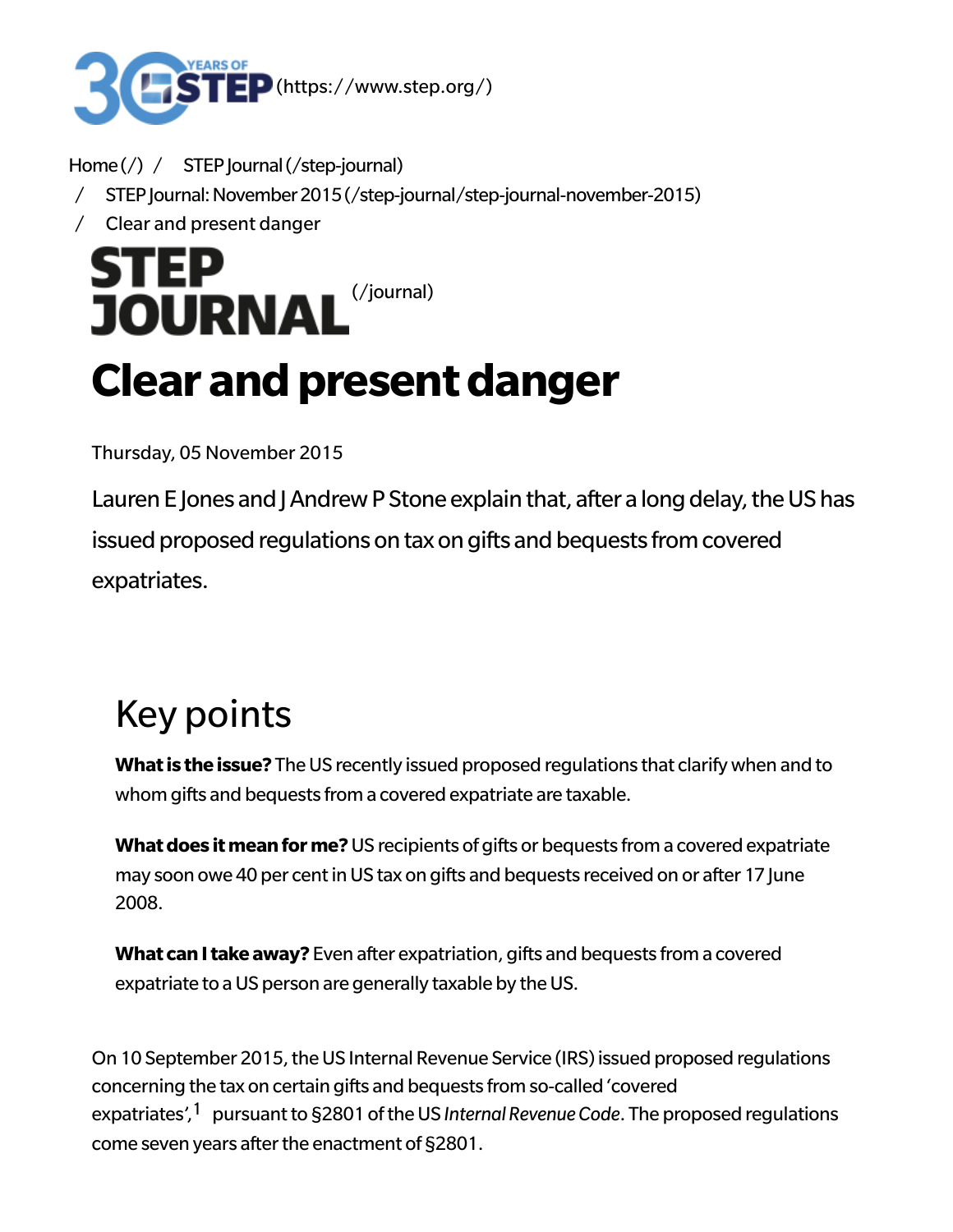(https://www.step.org/)

Home (/) / STEP Journal (/step-journal) / STEP Journal: November 2015 (/step-journal/step-journal-november-2015) / Clear and present danger

STEP JOURNAL (/journal)

# Clear and present danger

Thursday, 05 November 2015

Lauren E Jones and J Andrew P Stone explain that, after a long delay, the US has issued proposed regulations on tax on gifts and bequests from covered expatriates.

## Key points

**What is the issue?** The US recently issued proposed regulations that clarify when and to whom gifts and bequests from a covered expatriate are taxable.

**What does it mean for me?** US recipients of gifts or bequests from a covered expatriate may soon owe 40 per cent in US tax on gifts and bequests received on or after 17 June 2008.

**What can I take away?** Even after expatriation, gifts and bequests from a covered expatriate to a US person are generally taxable by the US.

On 10 September 2015, the US Internal Revenue Service (IRS) issued proposed regulations concerning the tax on certain gifts and bequests from so-called 'covered expatriates',[1] pursuant to §2801 of the US *Internal Revenue Code*. The proposed regulations come seven years after the enactment of §2801.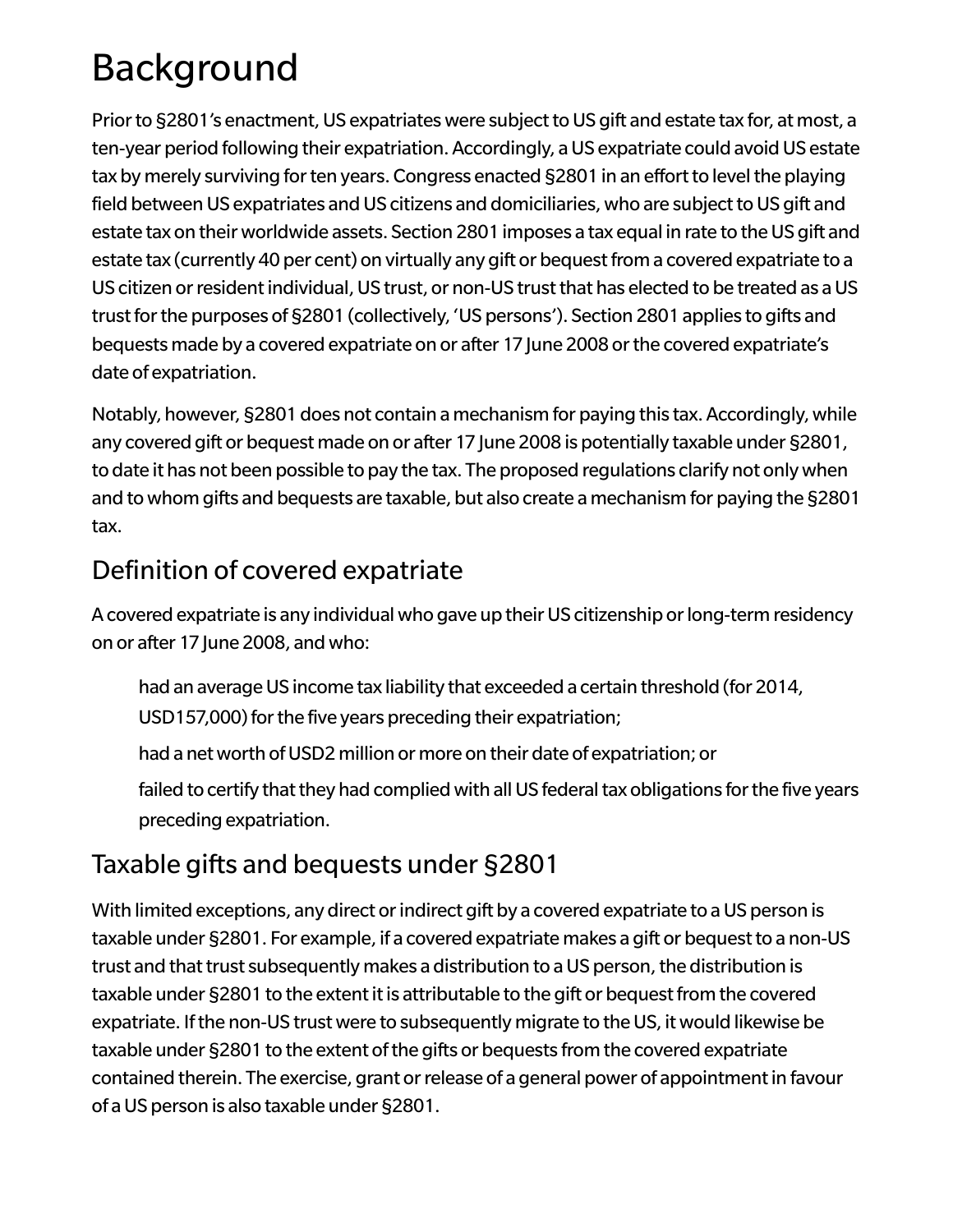# Background

Prior to §2801's enactment, US expatriates were subject to US gift and estate tax for, at most, a ten-year period following their expatriation. Accordingly, a US expatriate could avoid US estate tax by merely surviving for ten years. Congress enacted §2801 in an effort to level the playing field between US expatriates and US citizens and domiciliaries, who are subject to US gift and estate tax on their worldwide assets. Section 2801 imposes a tax equal in rate to the US gift and estate tax (currently 40 per cent) on virtually any gift or bequest from a covered expatriate to a US citizen or resident individual, US trust, or non-US trust that has elected to be treated as a US trust for the purposes of §2801 (collectively, 'US persons'). Section 2801 applies to gifts and bequests made by a covered expatriate on or after 17 June 2008 or the covered expatriate's date of expatriation.

Notably, however, §2801 does not contain a mechanism for paying this tax. Accordingly, while any covered gift or bequest made on or after 17 June 2008 is potentially taxable under §2801, to date it has not been possible to pay the tax. The proposed regulations clarify not only when and to whom gifts and bequests are taxable, but also create a mechanism for paying the §2801 tax.

## Definition of covered expatriate

A covered expatriate is any individual who gave up their US citizenship or long-term residency on or after 17 June 2008, and who:

- had an average US income tax liability that exceeded a certain threshold (for 2014, USD157,000) for the five years preceding their expatriation;
- had a net worth of USD2 million or more on their date of expatriation; or
- failed to certify that they had complied with all US federal tax obligations for the five years preceding expatriation.

## Taxable gifts and bequests under §2801

With limited exceptions, any direct or indirect gift by a covered expatriate to a US person is taxable under §2801. For example, if a covered expatriate makes a gift or bequest to a non-US trust and that trust subsequently makes a distribution to a US person, the distribution is taxable under §2801 to the extent it is attributable to the gift or bequest from the covered expatriate. If the non-US trust were to subsequently migrate to the US, it would likewise be taxable under §2801 to the extent of the gifts or bequests from the covered expatriate contained therein. The exercise, grant or release of a general power of appointment in favour of a US person is also taxable under §2801.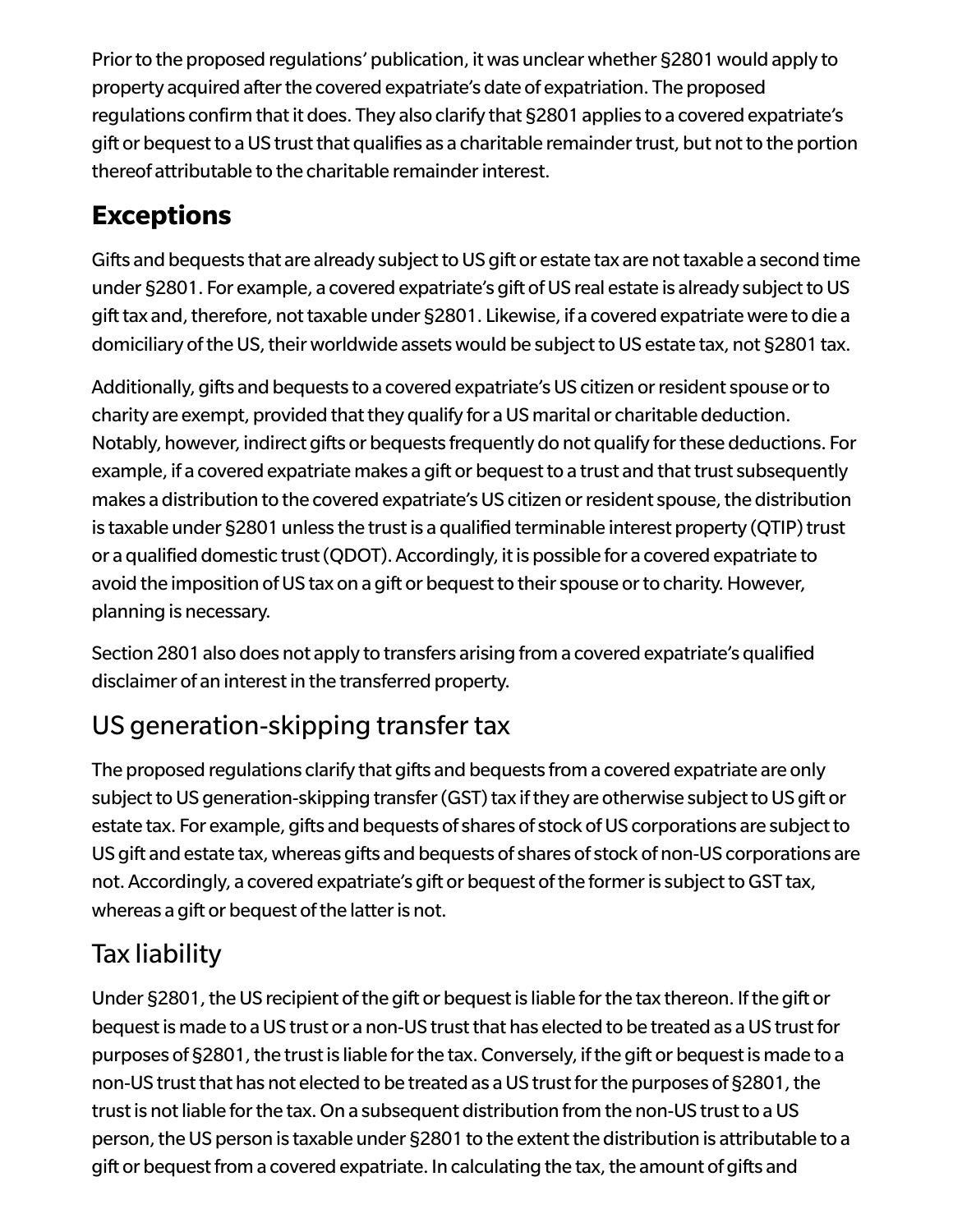Prior to the proposed regulations' publication, it was unclear whether §2801 would apply to property acquired after the covered expatriate's date of expatriation. The proposed regulations confirm that it does. They also clarify that §2801 applies to a covered expatriate's gift or bequest to a US trust that qualifies as a charitable remainder trust, but not to the portion thereof attributable to the charitable remainder interest.

## Exceptions

Gifts and bequests that are already subject to US gift or estate tax are not taxable a second time under §2801. For example, a covered expatriate's gift of US real estate is already subject to US gift tax and, therefore, not taxable under §2801. Likewise, if a covered expatriate were to die a domiciliary of the US, their worldwide assets would be subject to US estate tax, not §2801 tax.

Additionally, gifts and bequests to a covered expatriate's US citizen or resident spouse or to charity are exempt, provided that they qualify for a US marital or charitable deduction. Notably, however, indirect gifts or bequests frequently do not qualify for these deductions. For example, if a covered expatriate makes a gift or bequest to a trust and that trust subsequently makes a distribution to the covered expatriate's US citizen or resident spouse, the distribution is taxable under §2801 unless the trust is a qualified terminable interest property (QTIP) trust or a qualified domestic trust (QDOT). Accordingly, it is possible for a covered expatriate to avoid the imposition of US tax on a gift or bequest to their spouse or to charity. However, planning is necessary.

Section 2801 also does not apply to transfers arising from a covered expatriate's qualified disclaimer of an interest in the transferred property.

### US generation-skipping transfer tax

The proposed regulations clarify that gifts and bequests from a covered expatriate are only subject to US generation-skipping transfer (GST) tax if they are otherwise subject to US gift or estate tax. For example, gifts and bequests of shares of stock of US corporations are subject to US gift and estate tax, whereas gifts and bequests of shares of stock of non-US corporations are not. Accordingly, a covered expatriate's gift or bequest of the former is subject to GST tax, whereas a gift or bequest of the latter is not.

### Tax liability

Under §2801, the US recipient of the gift or bequest is liable for the tax thereon. If the gift or bequest is made to a US trust or a non-US trust that has elected to be treated as a US trust for purposes of §2801, the trust is liable for the tax. Conversely, if the gift or bequest is made to a non-US trust that has not elected to be treated as a US trust for the purposes of §2801, the trust is not liable for the tax. On a subsequent distribution from the non-US trust to a US person, the US person is taxable under §2801 to the extent the distribution is attributable to a gift or bequest from a covered expatriate. In calculating the tax, the amount of gifts and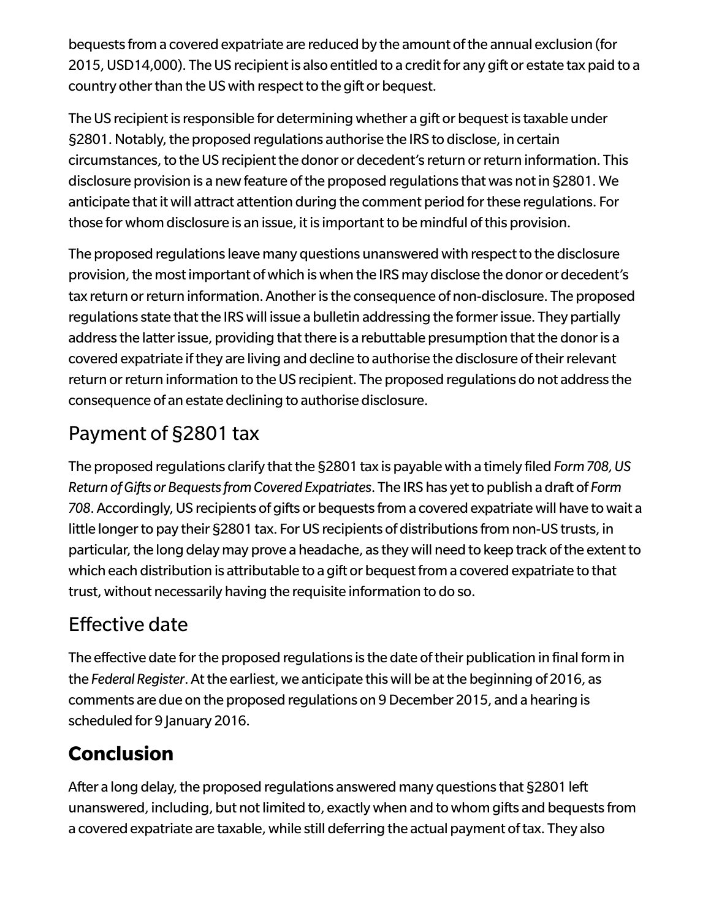bequests from a covered expatriate are reduced by the amount of the annual exclusion (for 2015, USD14,000). The US recipient is also entitled to a credit for any gift or estate tax paid to a country other than the US with respect to the gift or bequest.

The US recipient is responsible for determining whether a gift or bequest is taxable under §2801. Notably, the proposed regulations authorise the IRS to disclose, in certain circumstances, to the US recipient the donor or decedent's return or return information. This disclosure provision is a new feature of the proposed regulations that was not in §2801. We anticipate that it will attract attention during the comment period for these regulations. For those for whom disclosure is an issue, it is important to be mindful of this provision.

The proposed regulations leave many questions unanswered with respect to the disclosure provision, the most important of which is when the IRS may disclose the donor or decedent's tax return or return information. Another is the consequence of non-disclosure. The proposed regulations state that the IRS will issue a bulletin addressing the former issue. They partially address the latter issue, providing that there is a rebuttable presumption that the donor is a covered expatriate if they are living and decline to authorise the disclosure of their relevant return or return information to the US recipient. The proposed regulations do not address the consequence of an estate declining to authorise disclosure.

## Payment of §2801 tax

The proposed regulations clarify that the §2801 tax is payable with a timely filed *Form 708, US Return of Gifts or Bequests from Covered Expatriates*. The IRS has yet to publish a draft of *Form 708*. Accordingly, US recipients of gifts or bequests from a covered expatriate will have to wait a little longer to pay their §2801 tax. For US recipients of distributions from non-US trusts, in particular, the long delay may prove a headache, as they will need to keep track of the extent to which each distribution is attributable to a gift or bequest from a covered expatriate to that trust, without necessarily having the requisite information to do so.

## Effective date

The effective date for the proposed regulations is the date of their publication in final form in the *Federal Register*. At the earliest, we anticipate this will be at the beginning of 2016, as comments are due on the proposed regulations on 9 December 2015, and a hearing is scheduled for 9 January 2016.

## **Conclusion**

After a long delay, the proposed regulations answered many questions that §2801 left unanswered, including, but not limited to, exactly when and to whom gifts and bequests from a covered expatriate are taxable, while still deferring the actual payment of tax. They also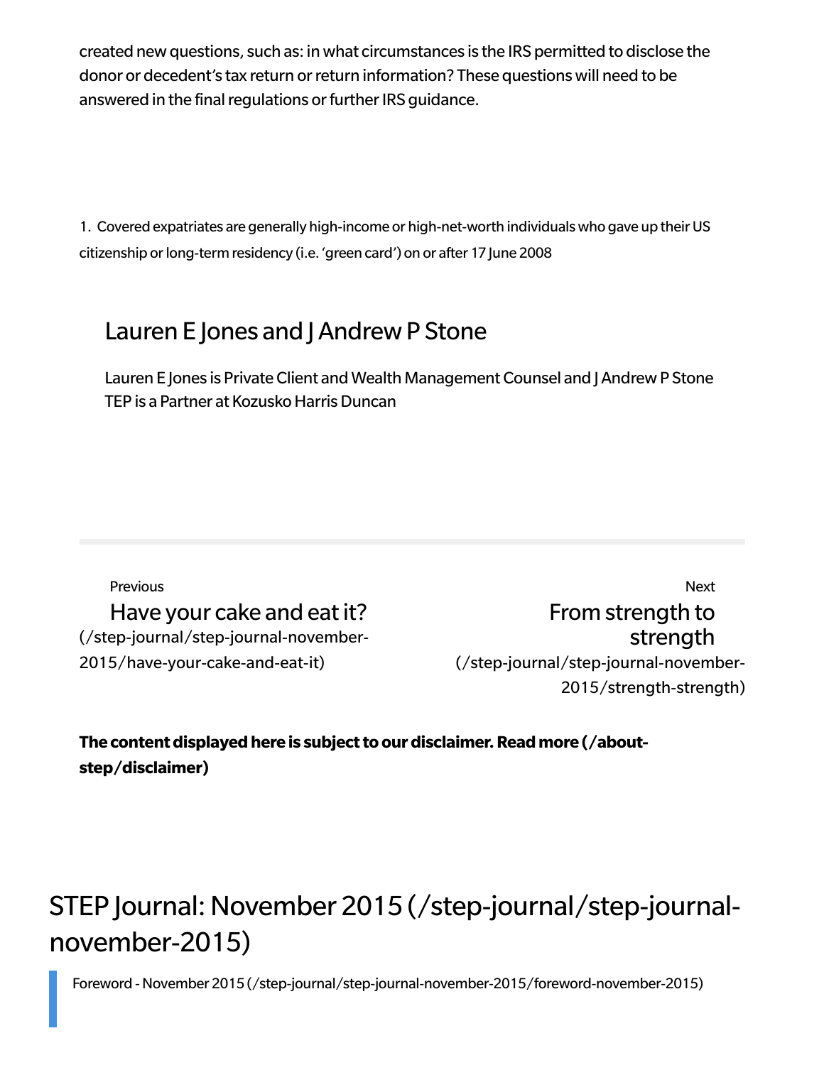created new questions, such as: in what circumstances is the IRS permitted to disclose the donor or decedent's tax return or return information? These questions will need to be answered in the final regulations or further IRS guidance.

1. Covered expatriates are generally high-income or high-net-worth individuals who gave up their US citizenship or long-term residency (i.e. 'green card') on or after 17 June 2008

## Lauren E Jones and J Andrew P Stone

Lauren E Jones is Private Client and Wealth Management Counsel and J Andrew P Stone TEP is a Partner at Kozusko Harris Duncan

---

Previous

Have your cake and eat it? (/step-journal/step-journal-november-2015/have-your-cake-and-eat-it)

Next

From strength to strength (/step-journal/step-journal-november-2015/strength-strength)

**The content displayed here is subject to our disclaimer. Read more (/about-step/disclaimer)**

# STEP Journal: November 2015 (/step-journal/step-journal-november-2015)

Foreword - November 2015 (/step-journal/step-journal-november-2015/foreword-november-2015)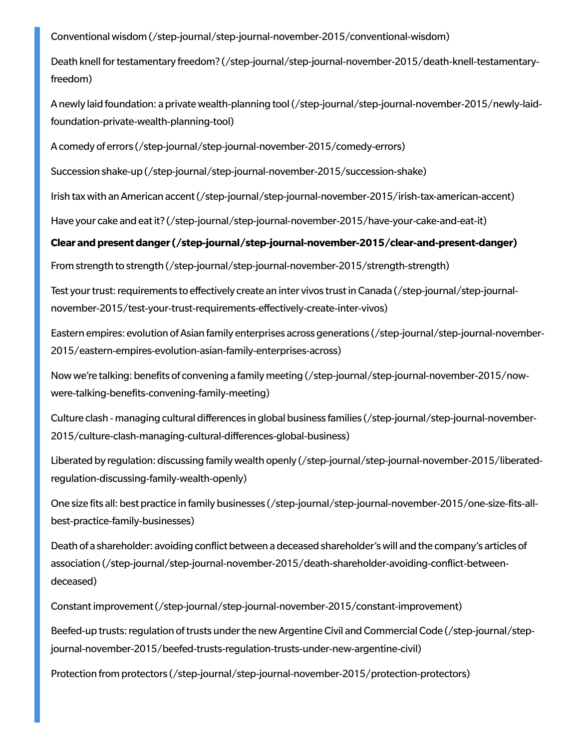Conventional wisdom (/step-journal/step-journal-november-2015/conventional-wisdom)

Death knell for testamentary freedom? (/step-journal/step-journal-november-2015/death-knell-testamentary-freedom)

A newly laid foundation: a private wealth-planning tool (/step-journal/step-journal-november-2015/newly-laid-foundation-private-wealth-planning-tool)

A comedy of errors (/step-journal/step-journal-november-2015/comedy-errors)

Succession shake-up (/step-journal/step-journal-november-2015/succession-shake)

Irish tax with an American accent (/step-journal/step-journal-november-2015/irish-tax-american-accent)

Have your cake and eat it? (/step-journal/step-journal-november-2015/have-your-cake-and-eat-it)

**Clear and present danger (/step-journal/step-journal-november-2015/clear-and-present-danger)**

From strength to strength (/step-journal/step-journal-november-2015/strength-strength)

Test your trust: requirements to effectively create an inter vivos trust in Canada (/step-journal/step-journal-november-2015/test-your-trust-requirements-effectively-create-inter-vivos)

Eastern empires: evolution of Asian family enterprises across generations (/step-journal/step-journal-november-2015/eastern-empires-evolution-asian-family-enterprises-across)

Now we're talking: benefits of convening a family meeting (/step-journal/step-journal-november-2015/now-were-talking-benefits-convening-family-meeting)

Culture clash - managing cultural differences in global business families (/step-journal/step-journal-november-2015/culture-clash-managing-cultural-differences-global-business)

Liberated by regulation: discussing family wealth openly (/step-journal/step-journal-november-2015/liberated-regulation-discussing-family-wealth-openly)

One size fits all: best practice in family businesses (/step-journal/step-journal-november-2015/one-size-fits-all-best-practice-family-businesses)

Death of a shareholder: avoiding conflict between a deceased shareholder's will and the company's articles of association (/step-journal/step-journal-november-2015/death-shareholder-avoiding-conflict-between-deceased)

Constant improvement (/step-journal/step-journal-november-2015/constant-improvement)

Beefed-up trusts: regulation of trusts under the new Argentine Civil and Commercial Code (/step-journal/step-journal-november-2015/beefed-trusts-regulation-trusts-under-new-argentine-civil)

Protection from protectors (/step-journal/step-journal-november-2015/protection-protectors)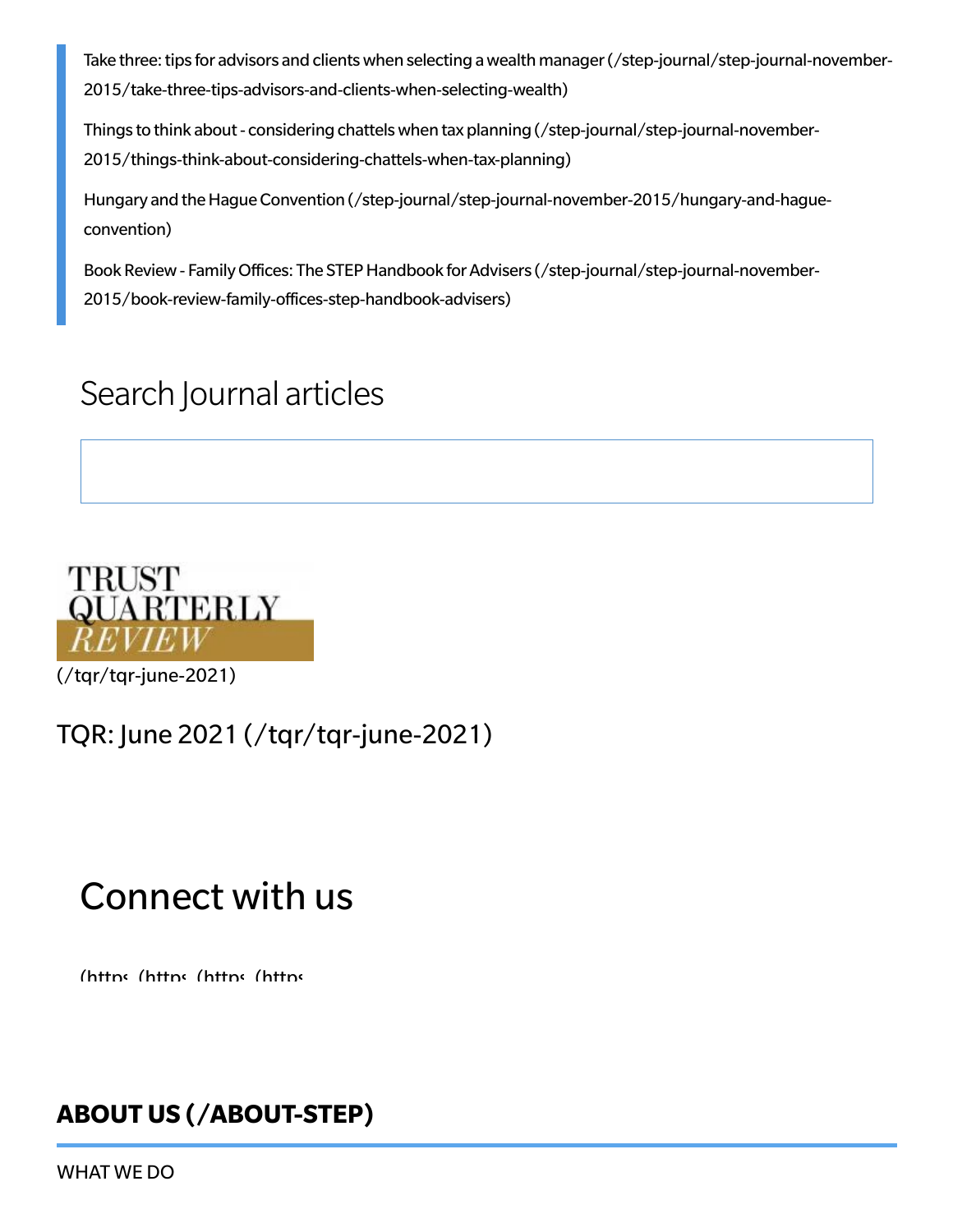Take three: tips for advisors and clients when selecting a wealth manager (/step-journal/step-journal-november-2015/take-three-tips-advisors-and-clients-when-selecting-wealth)

Things to think about - considering chattels when tax planning (/step-journal/step-journal-november-2015/things-think-about-considering-chattels-when-tax-planning)

Hungary and the Hague Convention (/step-journal/step-journal-november-2015/hungary-and-hague-convention)

Book Review - Family Offices: The STEP Handbook for Advisers (/step-journal/step-journal-november-2015/book-review-family-offices-step-handbook-advisers)

## Search Journal articles

TRUST QUARTERLY REVIEW

(/tqr/tqr-june-2021)

### TQR: June 2021 (/tqr/tqr-june-2021)

## Connect with us

(https (https (https (https

### ABOUT US (/ABOUT-STEP)

WHAT WE DO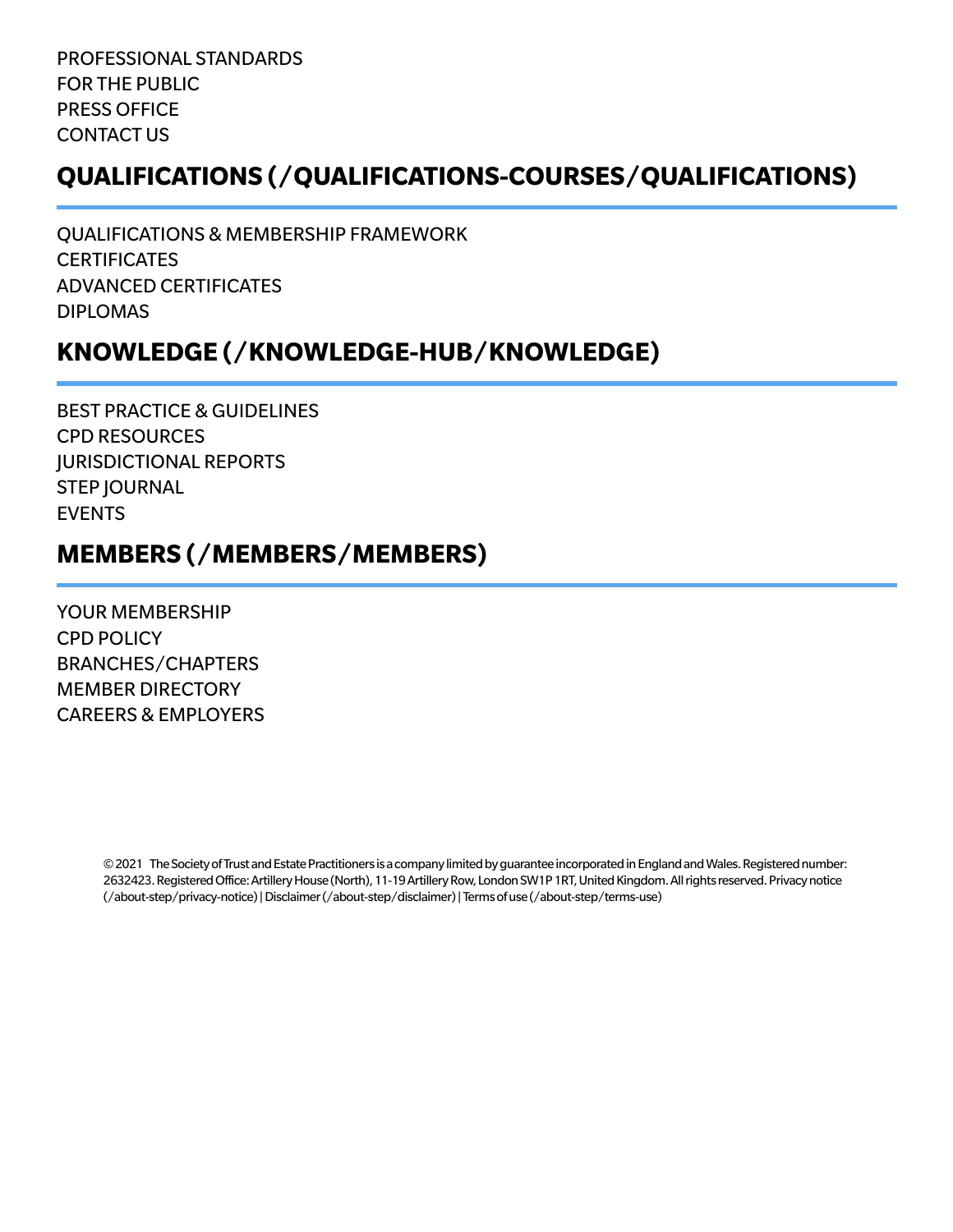PROFESSIONAL STANDARDS
FOR THE PUBLIC
PRESS OFFICE
CONTACT US

## QUALIFICATIONS (/QUALIFICATIONS-COURSES/QUALIFICATIONS)

QUALIFICATIONS & MEMBERSHIP FRAMEWORK
CERTIFICATES
ADVANCED CERTIFICATES
DIPLOMAS

## KNOWLEDGE (/KNOWLEDGE-HUB/KNOWLEDGE)

BEST PRACTICE & GUIDELINES
CPD RESOURCES
JURISDICTIONAL REPORTS
STEP JOURNAL
EVENTS

## MEMBERS (/MEMBERS/MEMBERS)

YOUR MEMBERSHIP
CPD POLICY
BRANCHES/CHAPTERS
MEMBER DIRECTORY
CAREERS & EMPLOYERS

© 2021 The Society of Trust and Estate Practitioners is a company limited by guarantee incorporated in England and Wales. Registered number: 2632423. Registered Office: Artillery House (North), 11-19 Artillery Row, London SW1P 1RT, United Kingdom. All rights reserved. Privacy notice (/about-step/privacy-notice) | Disclaimer (/about-step/disclaimer) | Terms of use (/about-step/terms-use)